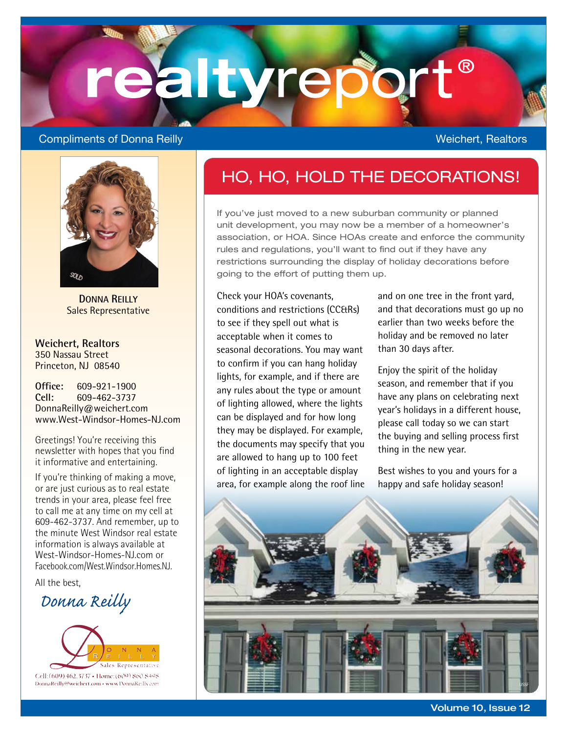# realtyreport®

Compliments of Donna Reilly — Weichert, Realtors

**DONNA REILLY**
Sales Representative

**Weichert, Realtors**
350 Nassau Street
Princeton, NJ 08540

**Office:** 609-921-1900
**Cell:** 609-462-3737
DonnaReilly@weichert.com
www.West-Windsor-Homes-NJ.com

Greetings! You're receiving this newsletter with hopes that you find it informative and entertaining.

If you're thinking of making a move, or are just curious as to real estate trends in your area, please feel free to call me at any time on my cell at 609-462-3737. And remember, up to the minute West Windsor real estate information is always available at West-Windsor-Homes-NJ.com or Facebook.com/West.Windsor.Homes.NJ.

All the best,

*Donna Reilly*

DONNA REILLY
Sales Representative
Cell: (609) 462-3737 • Home: (609) 860-8498
DonnaReilly@weichert.com • www.DonnaReilly.com

## HO, HO, HOLD THE DECORATIONS!

If you've just moved to a new suburban community or planned unit development, you may now be a member of a homeowner's association, or HOA. Since HOAs create and enforce the community rules and regulations, you'll want to find out if they have any restrictions surrounding the display of holiday decorations before going to the effort of putting them up.

Check your HOA's covenants, conditions and restrictions (CC&Rs) to see if they spell out what is acceptable when it comes to seasonal decorations. You may want to confirm if you can hang holiday lights, for example, and if there are any rules about the type or amount of lighting allowed, where the lights can be displayed and for how long they may be displayed. For example, the documents may specify that you are allowed to hang up to 100 feet of lighting in an acceptable display area, for example along the roof line and on one tree in the front yard, and that decorations must go up no earlier than two weeks before the holiday and be removed no later than 30 days after.

Enjoy the spirit of the holiday season, and remember that if you have any plans on celebrating next year's holidays in a different house, please call today so we can start the buying and selling process first thing in the new year.

Best wishes to you and yours for a happy and safe holiday season!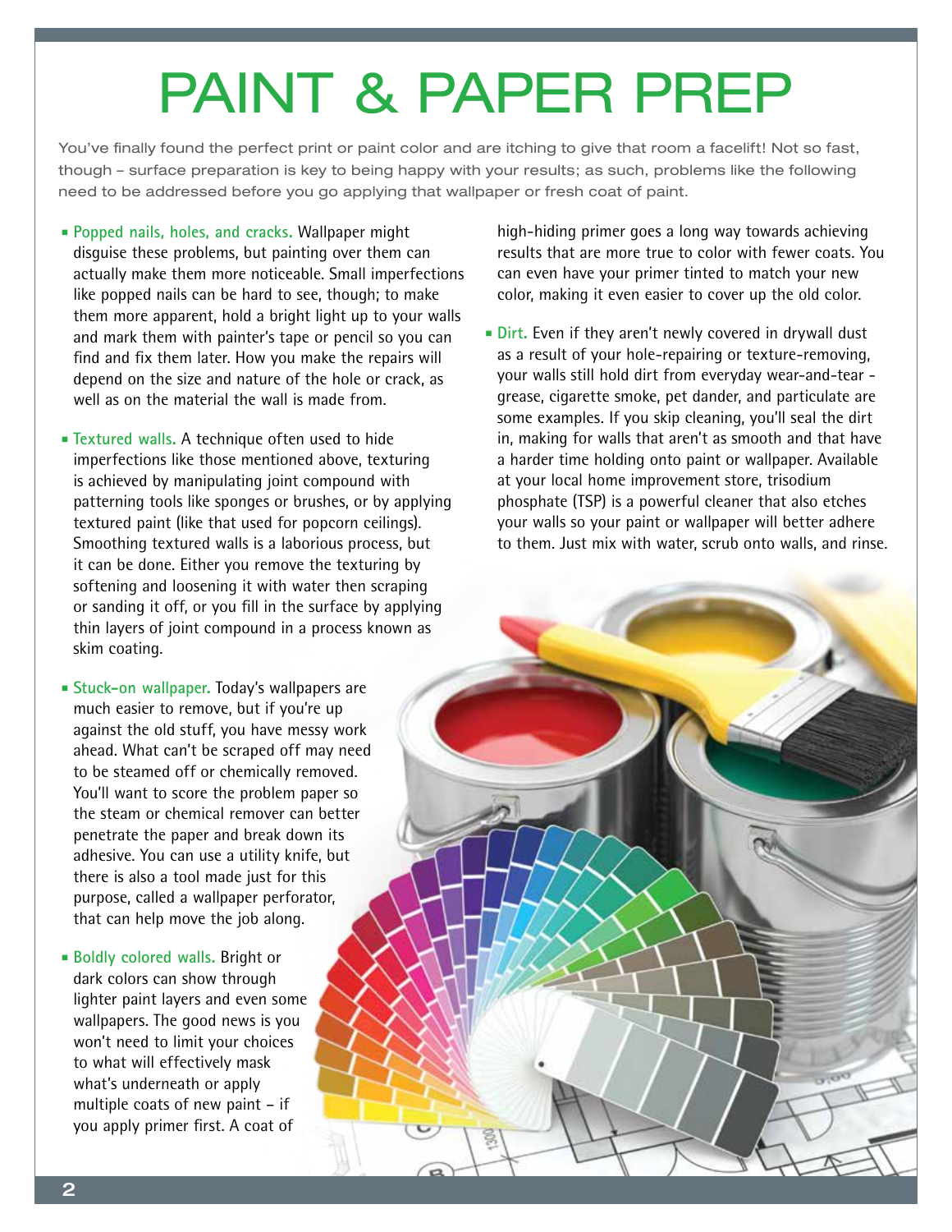# PAINT & PAPER PREP

You've finally found the perfect print or paint color and are itching to give that room a facelift! Not so fast, though – surface preparation is key to being happy with your results; as such, problems like the following need to be addressed before you go applying that wallpaper or fresh coat of paint.

- **Popped nails, holes, and cracks.** Wallpaper might disguise these problems, but painting over them can actually make them more noticeable. Small imperfections like popped nails can be hard to see, though; to make them more apparent, hold a bright light up to your walls and mark them with painter's tape or pencil so you can find and fix them later. How you make the repairs will depend on the size and nature of the hole or crack, as well as on the material the wall is made from.

- **Textured walls.** A technique often used to hide imperfections like those mentioned above, texturing is achieved by manipulating joint compound with patterning tools like sponges or brushes, or by applying textured paint (like that used for popcorn ceilings). Smoothing textured walls is a laborious process, but it can be done. Either you remove the texturing by softening and loosening it with water then scraping or sanding it off, or you fill in the surface by applying thin layers of joint compound in a process known as skim coating.

- **Stuck-on wallpaper.** Today's wallpapers are much easier to remove, but if you're up against the old stuff, you have messy work ahead. What can't be scraped off may need to be steamed off or chemically removed. You'll want to score the problem paper so the steam or chemical remover can better penetrate the paper and break down its adhesive. You can use a utility knife, but there is also a tool made just for this purpose, called a wallpaper perforator, that can help move the job along.

- **Boldly colored walls.** Bright or dark colors can show through lighter paint layers and even some wallpapers. The good news is you won't need to limit your choices to what will effectively mask what's underneath or apply multiple coats of new paint – if you apply primer first. A coat of high-hiding primer goes a long way towards achieving results that are more true to color with fewer coats. You can even have your primer tinted to match your new color, making it even easier to cover up the old color.

- **Dirt.** Even if they aren't newly covered in drywall dust as a result of your hole-repairing or texture-removing, your walls still hold dirt from everyday wear-and-tear - grease, cigarette smoke, pet dander, and particulate are some examples. If you skip cleaning, you'll seal the dirt in, making for walls that aren't as smooth and that have a harder time holding onto paint or wallpaper. Available at your local home improvement store, trisodium phosphate (TSP) is a powerful cleaner that also etches your walls so your paint or wallpaper will better adhere to them. Just mix with water, scrub onto walls, and rinse.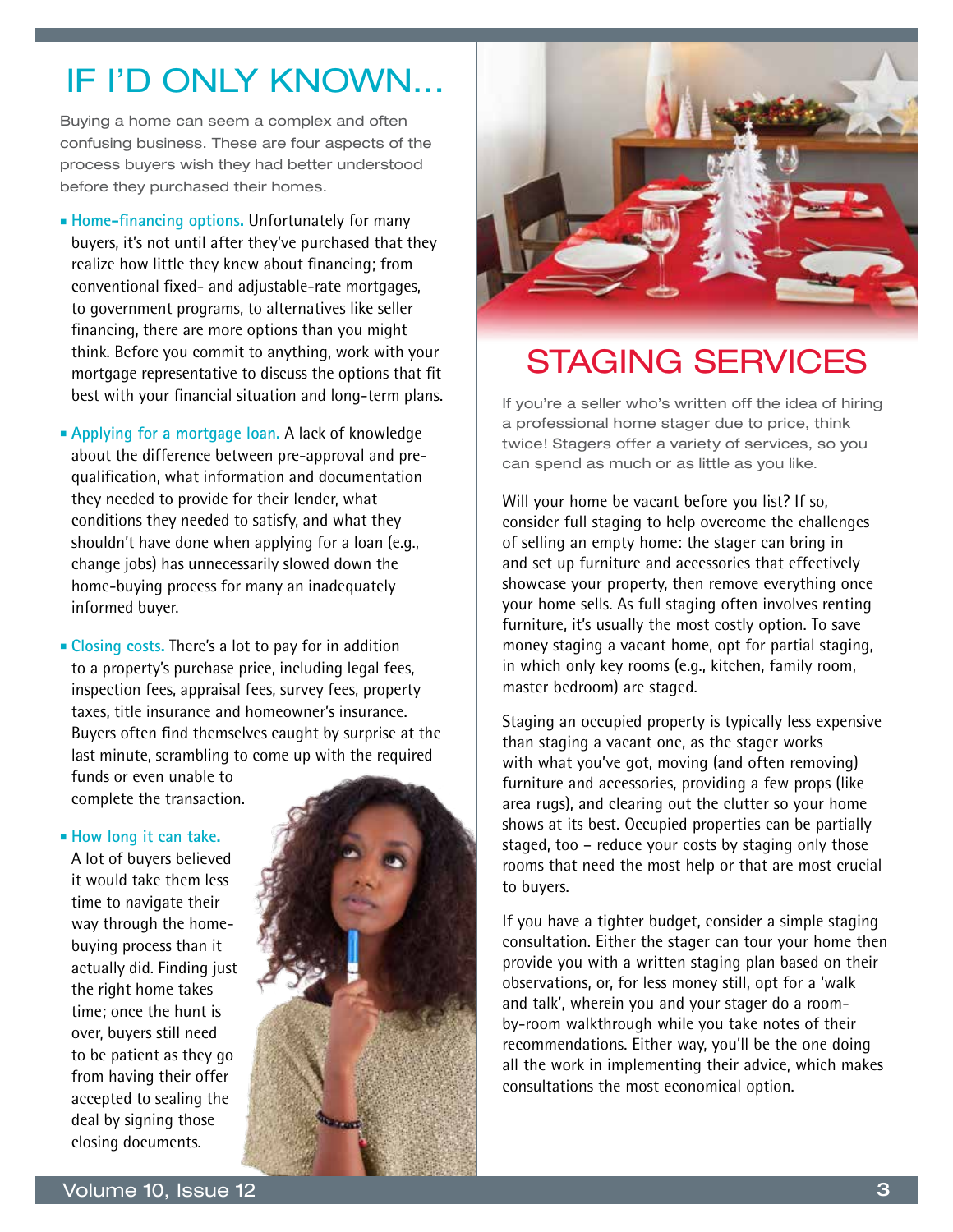# IF I'D ONLY KNOWN...

Buying a home can seem a complex and often confusing business. These are four aspects of the process buyers wish they had better understood before they purchased their homes.

- **Home-financing options.** Unfortunately for many buyers, it's not until after they've purchased that they realize how little they knew about financing; from conventional fixed- and adjustable-rate mortgages, to government programs, to alternatives like seller financing, there are more options than you might think. Before you commit to anything, work with your mortgage representative to discuss the options that fit best with your financial situation and long-term plans.
- **Applying for a mortgage loan.** A lack of knowledge about the difference between pre-approval and pre-qualification, what information and documentation they needed to provide for their lender, what conditions they needed to satisfy, and what they shouldn't have done when applying for a loan (e.g., change jobs) has unnecessarily slowed down the home-buying process for many an inadequately informed buyer.
- **Closing costs.** There's a lot to pay for in addition to a property's purchase price, including legal fees, inspection fees, appraisal fees, survey fees, property taxes, title insurance and homeowner's insurance. Buyers often find themselves caught by surprise at the last minute, scrambling to come up with the required funds or even unable to complete the transaction.
- **How long it can take.** A lot of buyers believed it would take them less time to navigate their way through the home-buying process than it actually did. Finding just the right home takes time; once the hunt is over, buyers still need to be patient as they go from having their offer accepted to sealing the deal by signing those closing documents.

# STAGING SERVICES

If you're a seller who's written off the idea of hiring a professional home stager due to price, think twice! Stagers offer a variety of services, so you can spend as much or as little as you like.

Will your home be vacant before you list? If so, consider full staging to help overcome the challenges of selling an empty home: the stager can bring in and set up furniture and accessories that effectively showcase your property, then remove everything once your home sells. As full staging often involves renting furniture, it's usually the most costly option. To save money staging a vacant home, opt for partial staging, in which only key rooms (e.g., kitchen, family room, master bedroom) are staged.

Staging an occupied property is typically less expensive than staging a vacant one, as the stager works with what you've got, moving (and often removing) furniture and accessories, providing a few props (like area rugs), and clearing out the clutter so your home shows at its best. Occupied properties can be partially staged, too – reduce your costs by staging only those rooms that need the most help or that are most crucial to buyers.

If you have a tighter budget, consider a simple staging consultation. Either the stager can tour your home then provide you with a written staging plan based on their observations, or, for less money still, opt for a 'walk and talk', wherein you and your stager do a room-by-room walkthrough while you take notes of their recommendations. Either way, you'll be the one doing all the work in implementing their advice, which makes consultations the most economical option.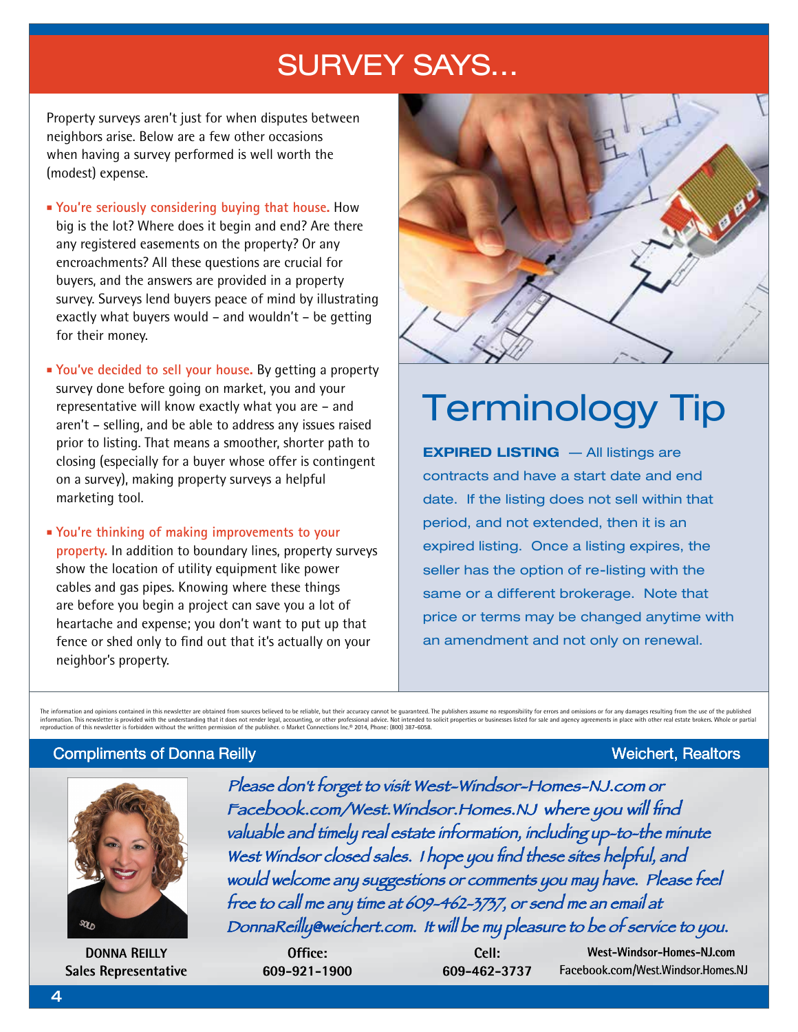# SURVEY SAYS...

Property surveys aren't just for when disputes between neighbors arise. Below are a few other occasions when having a survey performed is well worth the (modest) expense.

- **You're seriously considering buying that house.** How big is the lot? Where does it begin and end? Are there any registered easements on the property? Or any encroachments? All these questions are crucial for buyers, and the answers are provided in a property survey. Surveys lend buyers peace of mind by illustrating exactly what buyers would – and wouldn't – be getting for their money.

- **You've decided to sell your house.** By getting a property survey done before going on market, you and your representative will know exactly what you are – and aren't – selling, and be able to address any issues raised prior to listing. That means a smoother, shorter path to closing (especially for a buyer whose offer is contingent on a survey), making property surveys a helpful marketing tool.

- **You're thinking of making improvements to your property.** In addition to boundary lines, property surveys show the location of utility equipment like power cables and gas pipes. Knowing where these things are before you begin a project can save you a lot of heartache and expense; you don't want to put up that fence or shed only to find out that it's actually on your neighbor's property.

## Terminology Tip

**EXPIRED LISTING** — All listings are contracts and have a start date and end date. If the listing does not sell within that period, and not extended, then it is an expired listing. Once a listing expires, the seller has the option of re-listing with the same or a different brokerage. Note that price or terms may be changed anytime with an amendment and not only on renewal.

The information and opinions contained in this newsletter are obtained from sources believed to be reliable, but their accuracy cannot be guaranteed. The publishers assume no responsibility for errors and omissions or for any damages resulting from the use of the published information. This newsletter is provided with the understanding that it does not render legal, accounting, or other professional advice. Not intended to solicit properties or businesses listed for sale and agency agreements in place with other real estate brokers. Whole or partial reproduction of this newsletter is forbidden without the written permission of the publisher. © Market Connections Inc.® 2014, Phone: (800) 387-6058.

**Compliments of Donna Reilly** — **Weichert, Realtors**

*Please don't forget to visit West-Windsor-Homes-NJ.com or Facebook.com/West.Windsor.Homes.NJ where you will find valuable and timely real estate information, including up-to-the minute West Windsor closed sales. I hope you find these sites helpful, and would welcome any suggestions or comments you may have. Please feel free to call me any time at 609-462-3737, or send me an email at DonnaReilly@weichert.com. It will be my pleasure to be of service to you.*

**DONNA REILLY**
**Sales Representative**

**Office:** 609-921-1900

**Cell:** 609-462-3737

West-Windsor-Homes-NJ.com
Facebook.com/West.Windsor.Homes.NJ